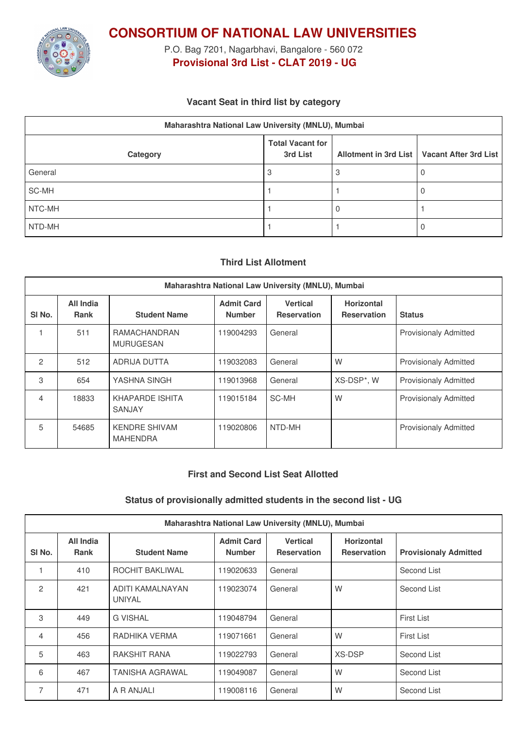# CONSORTIUM OF NATIONAL LAW UNIVERSITIES

P.O. Bag 7201, Nagarbhavi, Bangalore - 560 072

**Provisional 3rd List - CLAT 2019 - UG**

### Vacant Seat in third list by category

| Maharashtra National Law University (MNLU), Mumbai | | | |
|---|---|---|---|
| **Category** | **Total Vacant for 3rd List** | **Allotment in 3rd List** | **Vacant After 3rd List** |
| General | 3 | 3 | 0 |
| SC-MH | 1 | 1 | 0 |
| NTC-MH | 1 | 0 | 1 |
| NTD-MH | 1 | 1 | 0 |

### Third List Allotment

| Maharashtra National Law University (MNLU), Mumbai | | | | | | |
|---|---|---|---|---|---|---|
| **Sl No.** | **All India Rank** | **Student Name** | **Admit Card Number** | **Vertical Reservation** | **Horizontal Reservation** | **Status** |
| 1 | 511 | RAMACHANDRAN MURUGESAN | 119004293 | General | | Provisionaly Admitted |
| 2 | 512 | ADRIJA DUTTA | 119032083 | General | W | Provisionaly Admitted |
| 3 | 654 | YASHNA SINGH | 119013968 | General | XS-DSP*, W | Provisionaly Admitted |
| 4 | 18833 | KHAPARDE ISHITA SANJAY | 119015184 | SC-MH | W | Provisionaly Admitted |
| 5 | 54685 | KENDRE SHIVAM MAHENDRA | 119020806 | NTD-MH | | Provisionaly Admitted |

### First and Second List Seat Allotted

### Status of provisionally admitted students in the second list - UG

| Maharashtra National Law University (MNLU), Mumbai | | | | | | |
|---|---|---|---|---|---|---|
| **Sl No.** | **All India Rank** | **Student Name** | **Admit Card Number** | **Vertical Reservation** | **Horizontal Reservation** | **Provisionaly Admitted** |
| 1 | 410 | ROCHIT BAKLIWAL | 119020633 | General | | Second List |
| 2 | 421 | ADITI KAMALNAYAN UNIYAL | 119023074 | General | W | Second List |
| 3 | 449 | G VISHAL | 119048794 | General | | First List |
| 4 | 456 | RADHIKA VERMA | 119071661 | General | W | First List |
| 5 | 463 | RAKSHIT RANA | 119022793 | General | XS-DSP | Second List |
| 6 | 467 | TANISHA AGRAWAL | 119049087 | General | W | Second List |
| 7 | 471 | A R ANJALI | 119008116 | General | W | Second List |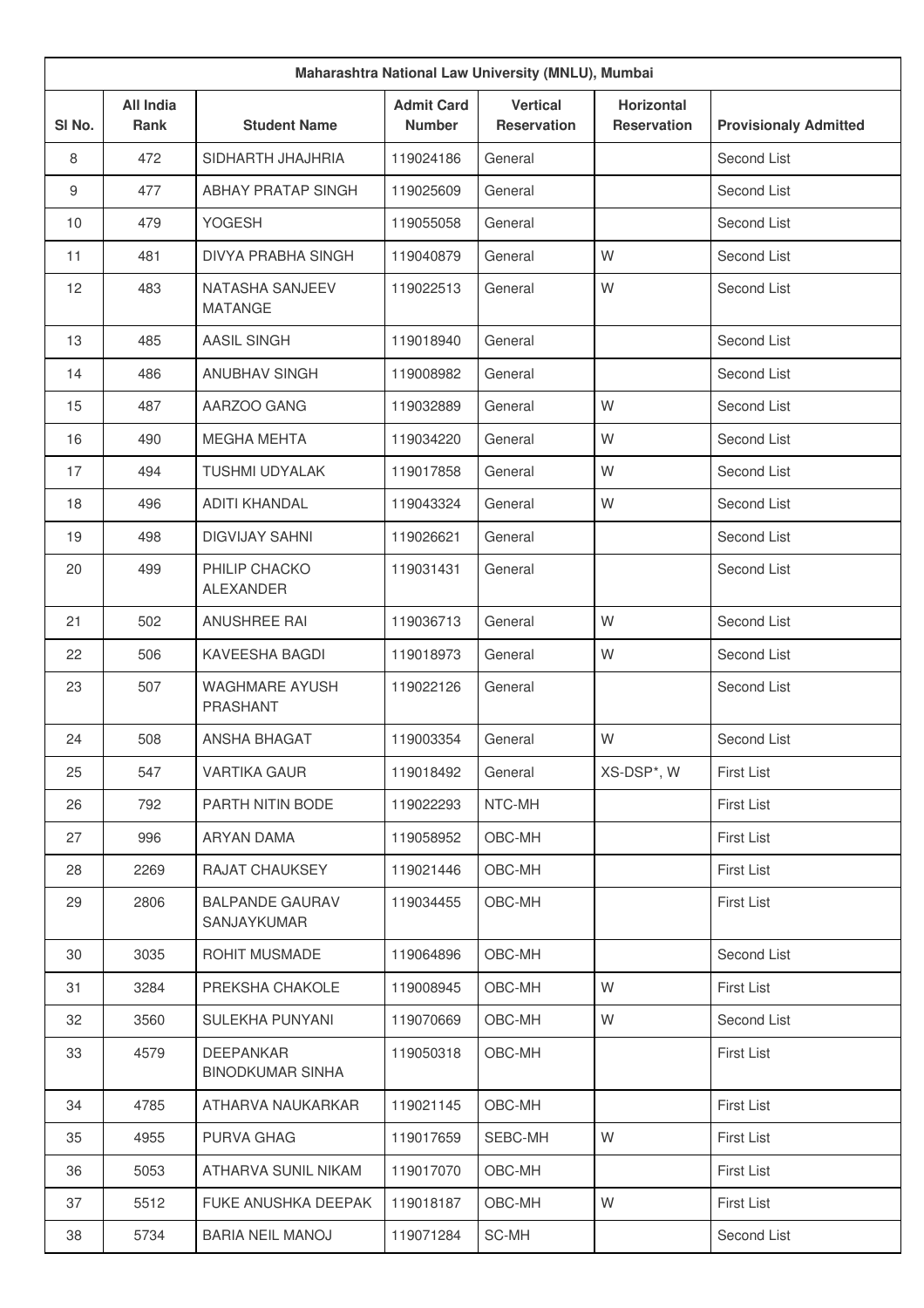| Maharashtra National Law University (MNLU), Mumbai | | | | | | |
|---|---|---|---|---|---|---|
| Sl No. | All India Rank | Student Name | Admit Card Number | Vertical Reservation | Horizontal Reservation | Provisionaly Admitted |
| 8 | 472 | SIDHARTH JHAJHRIA | 119024186 | General | | Second List |
| 9 | 477 | ABHAY PRATAP SINGH | 119025609 | General | | Second List |
| 10 | 479 | YOGESH | 119055058 | General | | Second List |
| 11 | 481 | DIVYA PRABHA SINGH | 119040879 | General | W | Second List |
| 12 | 483 | NATASHA SANJEEV MATANGE | 119022513 | General | W | Second List |
| 13 | 485 | AASIL SINGH | 119018940 | General | | Second List |
| 14 | 486 | ANUBHAV SINGH | 119008982 | General | | Second List |
| 15 | 487 | AARZOO GANG | 119032889 | General | W | Second List |
| 16 | 490 | MEGHA MEHTA | 119034220 | General | W | Second List |
| 17 | 494 | TUSHMI UDYALAK | 119017858 | General | W | Second List |
| 18 | 496 | ADITI KHANDAL | 119043324 | General | W | Second List |
| 19 | 498 | DIGVIJAY SAHNI | 119026621 | General | | Second List |
| 20 | 499 | PHILIP CHACKO ALEXANDER | 119031431 | General | | Second List |
| 21 | 502 | ANUSHREE RAI | 119036713 | General | W | Second List |
| 22 | 506 | KAVEESHA BAGDI | 119018973 | General | W | Second List |
| 23 | 507 | WAGHMARE AYUSH PRASHANT | 119022126 | General | | Second List |
| 24 | 508 | ANSHA BHAGAT | 119003354 | General | W | Second List |
| 25 | 547 | VARTIKA GAUR | 119018492 | General | XS-DSP*, W | First List |
| 26 | 792 | PARTH NITIN BODE | 119022293 | NTC-MH | | First List |
| 27 | 996 | ARYAN DAMA | 119058952 | OBC-MH | | First List |
| 28 | 2269 | RAJAT CHAUKSEY | 119021446 | OBC-MH | | First List |
| 29 | 2806 | BALPANDE GAURAV SANJAYKUMAR | 119034455 | OBC-MH | | First List |
| 30 | 3035 | ROHIT MUSMADE | 119064896 | OBC-MH | | Second List |
| 31 | 3284 | PREKSHA CHAKOLE | 119008945 | OBC-MH | W | First List |
| 32 | 3560 | SULEKHA PUNYANI | 119070669 | OBC-MH | W | Second List |
| 33 | 4579 | DEEPANKAR BINODKUMAR SINHA | 119050318 | OBC-MH | | First List |
| 34 | 4785 | ATHARVA NAUKARKAR | 119021145 | OBC-MH | | First List |
| 35 | 4955 | PURVA GHAG | 119017659 | SEBC-MH | W | First List |
| 36 | 5053 | ATHARVA SUNIL NIKAM | 119017070 | OBC-MH | | First List |
| 37 | 5512 | FUKE ANUSHKA DEEPAK | 119018187 | OBC-MH | W | First List |
| 38 | 5734 | BARIA NEIL MANOJ | 119071284 | SC-MH | | Second List |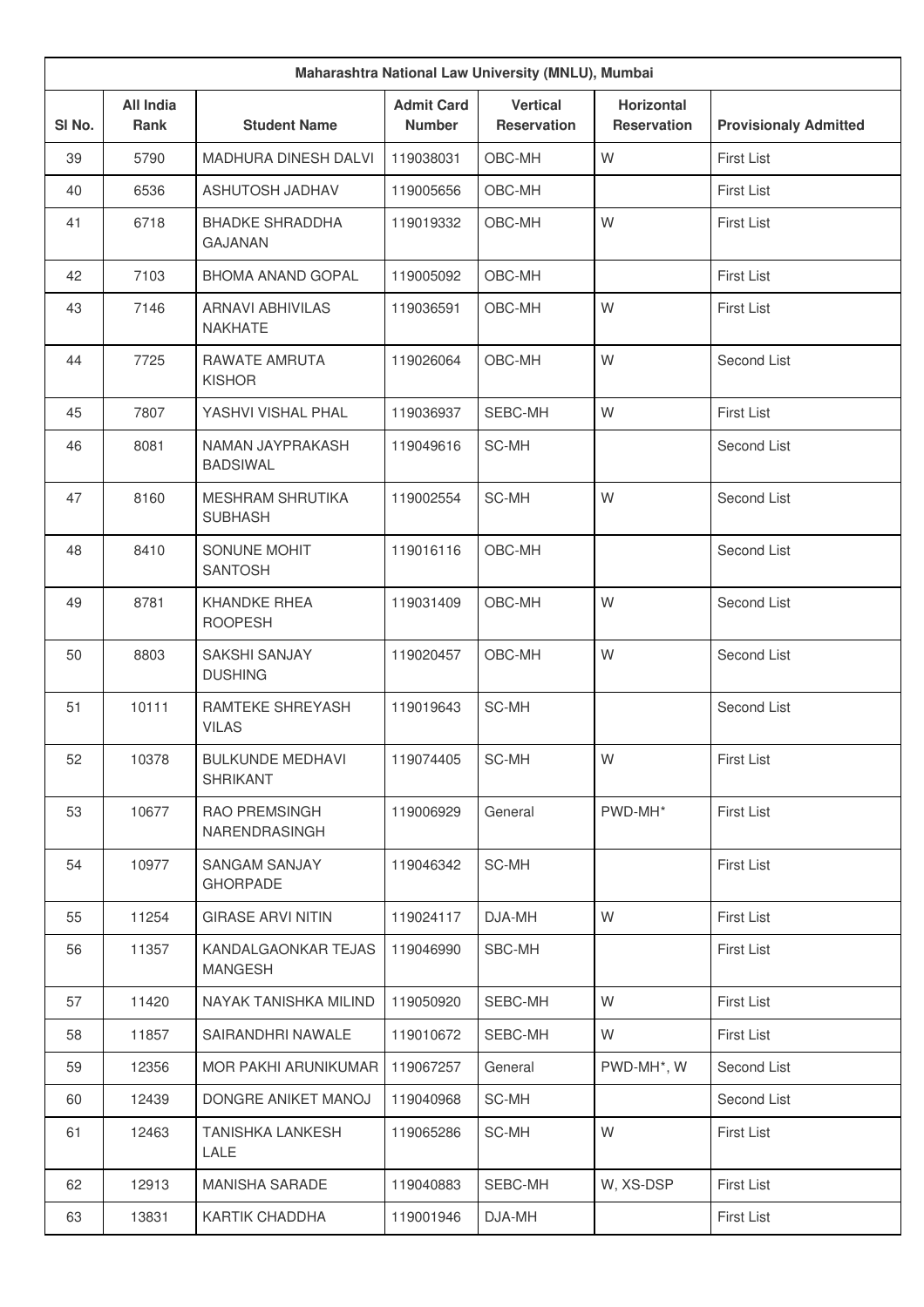| Maharashtra National Law University (MNLU), Mumbai | | | | | | |
|---|---|---|---|---|---|---|
| Sl No. | All India Rank | Student Name | Admit Card Number | Vertical Reservation | Horizontal Reservation | Provisionaly Admitted |
| 39 | 5790 | MADHURA DINESH DALVI | 119038031 | OBC-MH | W | First List |
| 40 | 6536 | ASHUTOSH JADHAV | 119005656 | OBC-MH | | First List |
| 41 | 6718 | BHADKE SHRADDHA GAJANAN | 119019332 | OBC-MH | W | First List |
| 42 | 7103 | BHOMA ANAND GOPAL | 119005092 | OBC-MH | | First List |
| 43 | 7146 | ARNAVI ABHIVILAS NAKHATE | 119036591 | OBC-MH | W | First List |
| 44 | 7725 | RAWATE AMRUTA KISHOR | 119026064 | OBC-MH | W | Second List |
| 45 | 7807 | YASHVI VISHAL PHAL | 119036937 | SEBC-MH | W | First List |
| 46 | 8081 | NAMAN JAYPRAKASH BADSIWAL | 119049616 | SC-MH | | Second List |
| 47 | 8160 | MESHRAM SHRUTIKA SUBHASH | 119002554 | SC-MH | W | Second List |
| 48 | 8410 | SONUNE MOHIT SANTOSH | 119016116 | OBC-MH | | Second List |
| 49 | 8781 | KHANDKE RHEA ROOPESH | 119031409 | OBC-MH | W | Second List |
| 50 | 8803 | SAKSHI SANJAY DUSHING | 119020457 | OBC-MH | W | Second List |
| 51 | 10111 | RAMTEKE SHREYASH VILAS | 119019643 | SC-MH | | Second List |
| 52 | 10378 | BULKUNDE MEDHAVI SHRIKANT | 119074405 | SC-MH | W | First List |
| 53 | 10677 | RAO PREMSINGH NARENDRASINGH | 119006929 | General | PWD-MH* | First List |
| 54 | 10977 | SANGAM SANJAY GHORPADE | 119046342 | SC-MH | | First List |
| 55 | 11254 | GIRASE ARVI NITIN | 119024117 | DJA-MH | W | First List |
| 56 | 11357 | KANDALGAONKAR TEJAS MANGESH | 119046990 | SBC-MH | | First List |
| 57 | 11420 | NAYAK TANISHKA MILIND | 119050920 | SEBC-MH | W | First List |
| 58 | 11857 | SAIRANDHRI NAWALE | 119010672 | SEBC-MH | W | First List |
| 59 | 12356 | MOR PAKHI ARUNIKUMAR | 119067257 | General | PWD-MH*, W | Second List |
| 60 | 12439 | DONGRE ANIKET MANOJ | 119040968 | SC-MH | | Second List |
| 61 | 12463 | TANISHKA LANKESH LALE | 119065286 | SC-MH | W | First List |
| 62 | 12913 | MANISHA SARADE | 119040883 | SEBC-MH | W, XS-DSP | First List |
| 63 | 13831 | KARTIK CHADDHA | 119001946 | DJA-MH | | First List |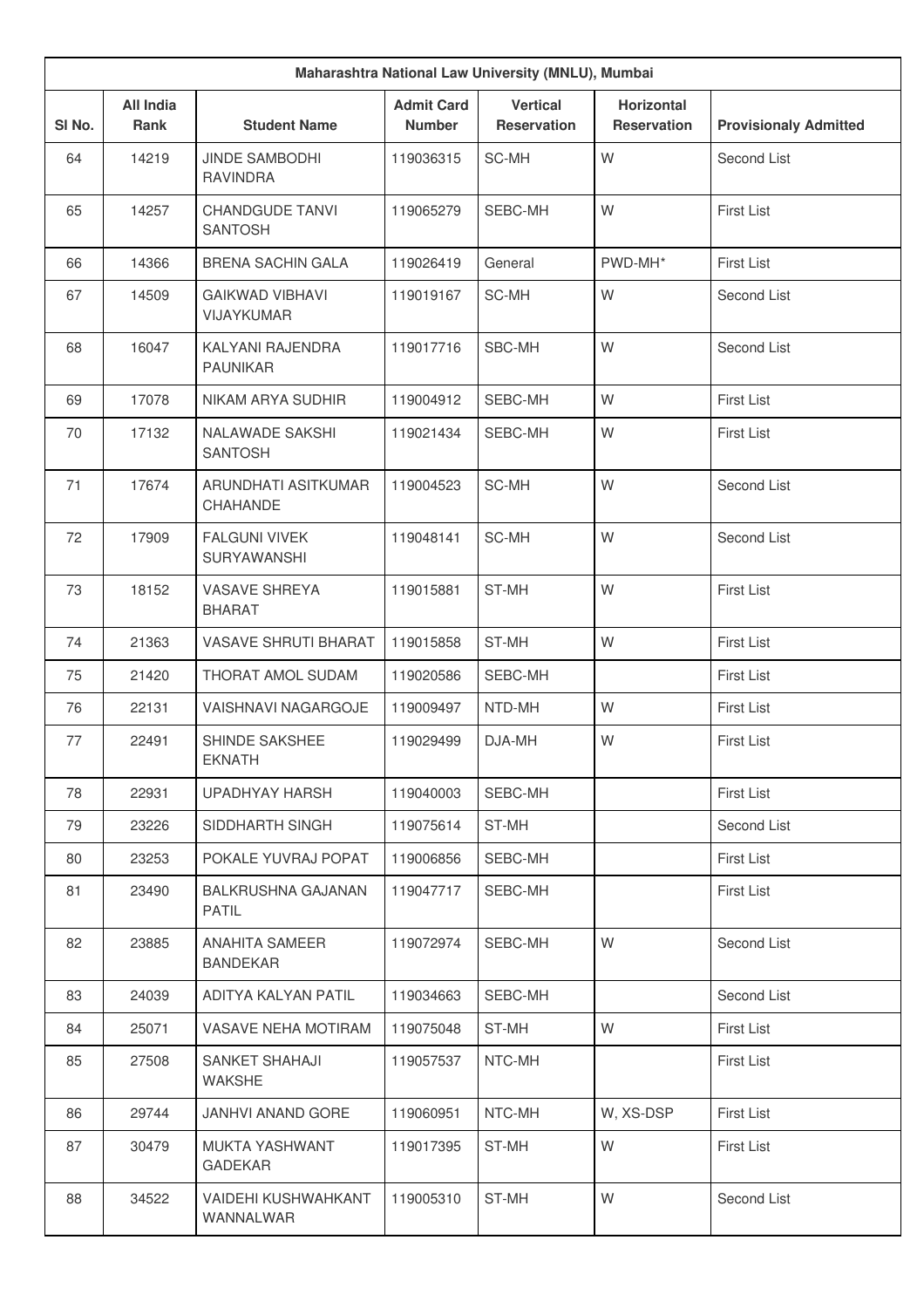| Maharashtra National Law University (MNLU), Mumbai | | | | | | |
|---|---|---|---|---|---|---|
| Sl No. | All India Rank | Student Name | Admit Card Number | Vertical Reservation | Horizontal Reservation | Provisionaly Admitted |
| 64 | 14219 | JINDE SAMBODHI RAVINDRA | 119036315 | SC-MH | W | Second List |
| 65 | 14257 | CHANDGUDE TANVI SANTOSH | 119065279 | SEBC-MH | W | First List |
| 66 | 14366 | BRENA SACHIN GALA | 119026419 | General | PWD-MH* | First List |
| 67 | 14509 | GAIKWAD VIBHAVI VIJAYKUMAR | 119019167 | SC-MH | W | Second List |
| 68 | 16047 | KALYANI RAJENDRA PAUNIKAR | 119017716 | SBC-MH | W | Second List |
| 69 | 17078 | NIKAM ARYA SUDHIR | 119004912 | SEBC-MH | W | First List |
| 70 | 17132 | NALAWADE SAKSHI SANTOSH | 119021434 | SEBC-MH | W | First List |
| 71 | 17674 | ARUNDHATI ASITKUMAR CHAHANDE | 119004523 | SC-MH | W | Second List |
| 72 | 17909 | FALGUNI VIVEK SURYAWANSHI | 119048141 | SC-MH | W | Second List |
| 73 | 18152 | VASAVE SHREYA BHARAT | 119015881 | ST-MH | W | First List |
| 74 | 21363 | VASAVE SHRUTI BHARAT | 119015858 | ST-MH | W | First List |
| 75 | 21420 | THORAT AMOL SUDAM | 119020586 | SEBC-MH | | First List |
| 76 | 22131 | VAISHNAVI NAGARGOJE | 119009497 | NTD-MH | W | First List |
| 77 | 22491 | SHINDE SAKSHEE EKNATH | 119029499 | DJA-MH | W | First List |
| 78 | 22931 | UPADHYAY HARSH | 119040003 | SEBC-MH | | First List |
| 79 | 23226 | SIDDHARTH SINGH | 119075614 | ST-MH | | Second List |
| 80 | 23253 | POKALE YUVRAJ POPAT | 119006856 | SEBC-MH | | First List |
| 81 | 23490 | BALKRUSHNA GAJANAN PATIL | 119047717 | SEBC-MH | | First List |
| 82 | 23885 | ANAHITA SAMEER BANDEKAR | 119072974 | SEBC-MH | W | Second List |
| 83 | 24039 | ADITYA KALYAN PATIL | 119034663 | SEBC-MH | | Second List |
| 84 | 25071 | VASAVE NEHA MOTIRAM | 119075048 | ST-MH | W | First List |
| 85 | 27508 | SANKET SHAHAJI WAKSHE | 119057537 | NTC-MH | | First List |
| 86 | 29744 | JANHVI ANAND GORE | 119060951 | NTC-MH | W, XS-DSP | First List |
| 87 | 30479 | MUKTA YASHWANT GADEKAR | 119017395 | ST-MH | W | First List |
| 88 | 34522 | VAIDEHI KUSHWAHKANT WANNALWAR | 119005310 | ST-MH | W | Second List |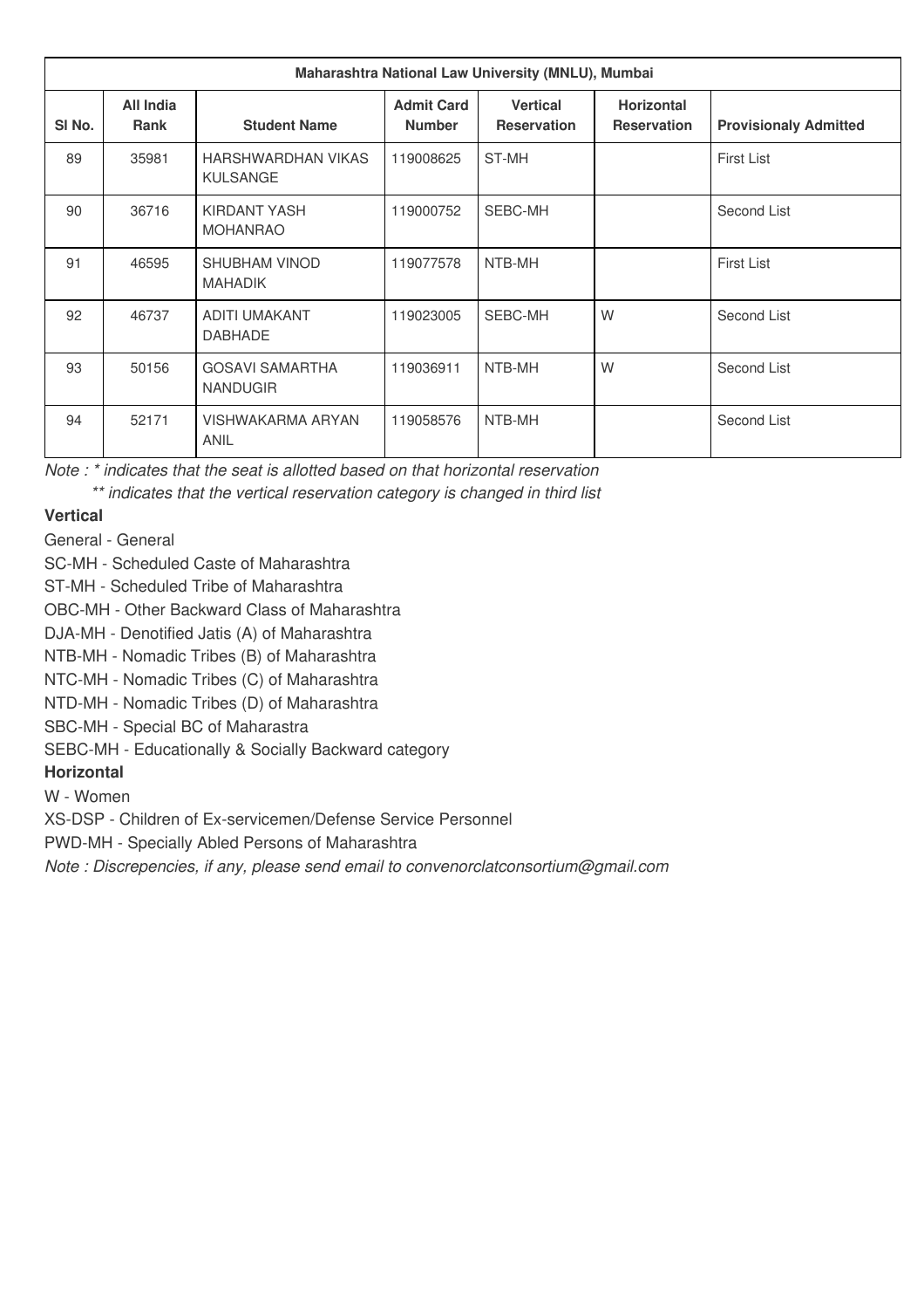| Maharashtra National Law University (MNLU), Mumbai | | | | | | |
|---|---|---|---|---|---|---|
| Sl No. | All India Rank | Student Name | Admit Card Number | Vertical Reservation | Horizontal Reservation | Provisionaly Admitted |
| 89 | 35981 | HARSHWARDHAN VIKAS KULSANGE | 119008625 | ST-MH | | First List |
| 90 | 36716 | KIRDANT YASH MOHANRAO | 119000752 | SEBC-MH | | Second List |
| 91 | 46595 | SHUBHAM VINOD MAHADIK | 119077578 | NTB-MH | | First List |
| 92 | 46737 | ADITI UMAKANT DABHADE | 119023005 | SEBC-MH | W | Second List |
| 93 | 50156 | GOSAVI SAMARTHA NANDUGIR | 119036911 | NTB-MH | W | Second List |
| 94 | 52171 | VISHWAKARMA ARYAN ANIL | 119058576 | NTB-MH | | Second List |

*Note : * indicates that the seat is allotted based on that horizontal reservation*

*** indicates that the vertical reservation category is changed in third list*

**Vertical**

General - General

SC-MH - Scheduled Caste of Maharashtra

ST-MH - Scheduled Tribe of Maharashtra

OBC-MH - Other Backward Class of Maharashtra

DJA-MH - Denotified Jatis (A) of Maharashtra

NTB-MH - Nomadic Tribes (B) of Maharashtra

NTC-MH - Nomadic Tribes (C) of Maharashtra

NTD-MH - Nomadic Tribes (D) of Maharashtra

SBC-MH - Special BC of Maharastra

SEBC-MH - Educationally & Socially Backward category

**Horizontal**

W - Women

XS-DSP - Children of Ex-servicemen/Defense Service Personnel

PWD-MH - Specially Abled Persons of Maharashtra

*Note : Discrepencies, if any, please send email to convenorclatconsortium@gmail.com*